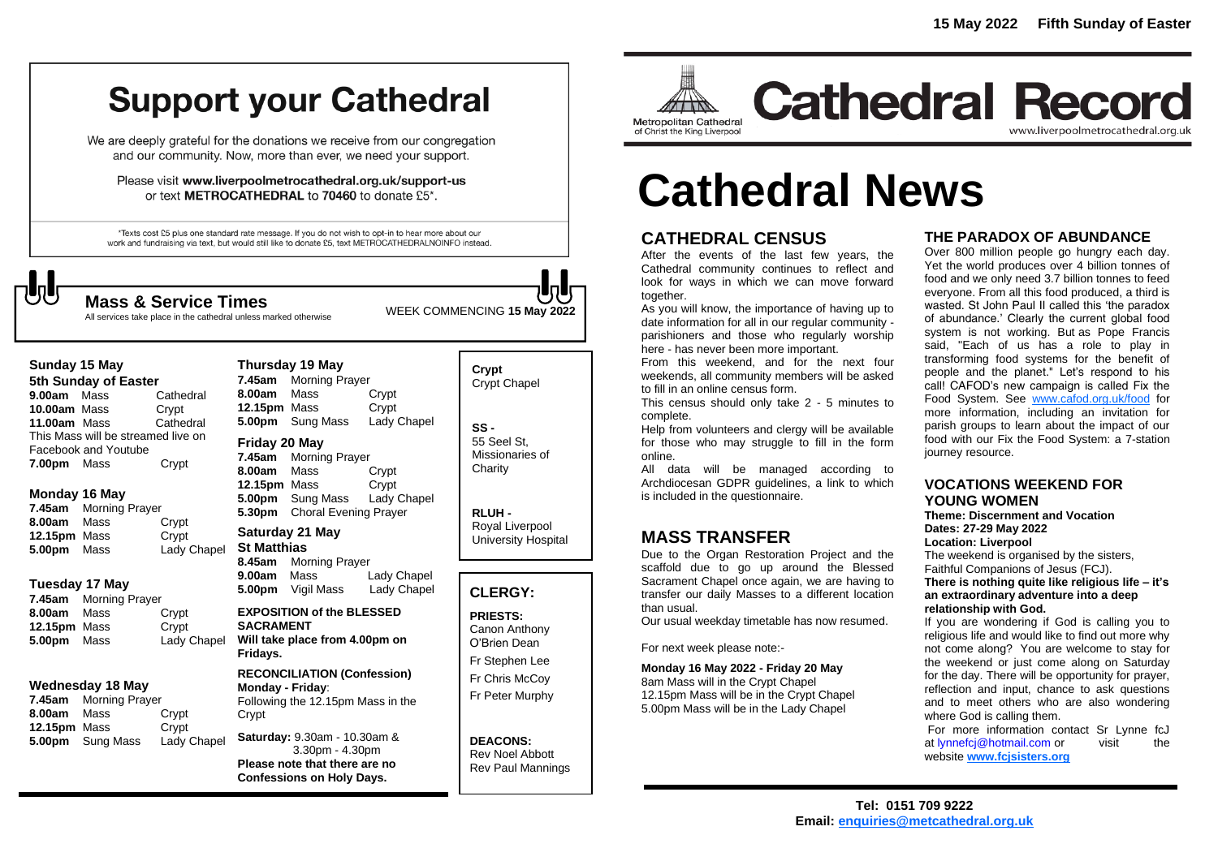15 May 2022 **Fifth Sunday of Easter**

# Support your Cathedral

We are deeply grateful for the donations we receive from our congregation and our community. Now, more than ever, we need your support.

Please visit **www.liverpoolmetrocathedral.org.uk/support-us** or text **METROCATHEDRAL** to **70460** to donate £5*.

*Texts cost £5 plus one standard rate message. If you do not wish to opt-in to hear more about our work and fundraising via text, but would still like to donate £5, text METROCATHEDRALNOINFO instead.

## Mass & Service Times

All services take place in the cathedral unless marked otherwise

WEEK COMMENCING **15 May 2022**

### Sunday 15 May
**5th Sunday of Easter**

| | | |
|---|---|---|
| **9.00am** | Mass | Cathedral |
| **10.00am** | Mass | Crypt |
| **11.00am** | Mass | Cathedral |

This Mass will be streamed live on Facebook and Youtube

| | | |
|---|---|---|
| **7.00pm** | Mass | Crypt |

### Monday 16 May

| | | |
|---|---|---|
| **7.45am** | Morning Prayer | |
| **8.00am** | Mass | Crypt |
| **12.15pm** | Mass | Crypt |
| **5.00pm** | Mass | Lady Chapel |

### Tuesday 17 May

| | | |
|---|---|---|
| **7.45am** | Morning Prayer | |
| **8.00am** | Mass | Crypt |
| **12.15pm** | Mass | Crypt |
| **5.00pm** | Mass | Lady Chapel |

### Wednesday 18 May

| | | |
|---|---|---|
| **7.45am** | Morning Prayer | |
| **8.00am** | Mass | Crypt |
| **12.15pm** | Mass | Crypt |
| **5.00pm** | Sung Mass | Lady Chapel |

### Thursday 19 May

| | | |
|---|---|---|
| **7.45am** | Morning Prayer | |
| **8.00am** | Mass | Crypt |
| **12.15pm** | Mass | Crypt |
| **5.00pm** | Sung Mass | Lady Chapel |

### Friday 20 May

| | | |
|---|---|---|
| **7.45am** | Morning Prayer | |
| **8.00am** | Mass | Crypt |
| **12.15pm** | Mass | Crypt |
| **5.00pm** | Sung Mass | Lady Chapel |
| **5.30pm** | Choral Evening Prayer | |

### Saturday 21 May
**St Matthias**

| | | |
|---|---|---|
| **8.45am** | Morning Prayer | |
| **9.00am** | Mass | Lady Chapel |
| **5.00pm** | Vigil Mass | Lady Chapel |

**EXPOSITION of the BLESSED SACRAMENT**
**Will take place from 4.00pm on Fridays.**

**RECONCILIATION (Confession)**
**Monday - Friday**:
Following the 12.15pm Mass in the Crypt

**Saturday:** 9.30am - 10.30am & 3.30pm - 4.30pm
**Please note that there are no Confessions on Holy Days.**

**Crypt**
Crypt Chapel

**SS -**
55 Seel St, Missionaries of Charity

**RLUH -**
Royal Liverpool University Hospital

## CLERGY:

**PRIESTS:**
Canon Anthony O'Brien Dean
Fr Stephen Lee
Fr Chris McCoy
Fr Peter Murphy

**DEACONS:**
Rev Noel Abbott
Rev Paul Mannings

Metropolitan Cathedral of Christ the King Liverpool

**Cathedral Record**
www.liverpoolmetrocathedral.org.uk

# Cathedral News

## CATHEDRAL CENSUS

After the events of the last few years, the Cathedral community continues to reflect and look for ways in which we can move forward together.

As you will know, the importance of having up to date information for all in our regular community - parishioners and those who regularly worship here - has never been more important.

From this weekend, and for the next four weekends, all community members will be asked to fill in an online census form.

This census should only take 2 - 5 minutes to complete.

Help from volunteers and clergy will be available for those who may struggle to fill in the form online.

All data will be managed according to Archdiocesan GDPR guidelines, a link to which is included in the questionnaire.

## MASS TRANSFER

Due to the Organ Restoration Project and the scaffold due to go up around the Blessed Sacrament Chapel once again, we are having to transfer our daily Masses to a different location than usual.

Our usual weekday timetable has now resumed.

For next week please note:-

**Monday 16 May 2022 - Friday 20 May**
8am Mass will in the Crypt Chapel
12.15pm Mass will be in the Crypt Chapel
5.00pm Mass will be in the Lady Chapel

## THE PARADOX OF ABUNDANCE

Over 800 million people go hungry each day. Yet the world produces over 4 billion tonnes of food and we only need 3.7 billion tonnes to feed everyone. From all this food produced, a third is wasted. St John Paul II called this 'the paradox of abundance.' Clearly the current global food system is not working. But as Pope Francis said, "Each of us has a role to play in transforming food systems for the benefit of people and the planet." Let's respond to his call! CAFOD's new campaign is called Fix the Food System. See www.cafod.org.uk/food for more information, including an invitation for parish groups to learn about the impact of our food with our Fix the Food System: a 7-station journey resource.

## VOCATIONS WEEKEND FOR YOUNG WOMEN

**Theme: Discernment and Vocation**
**Dates: 27-29 May 2022**
**Location: Liverpool**

The weekend is organised by the sisters, Faithful Companions of Jesus (FCJ).

**There is nothing quite like religious life – it's an extraordinary adventure into a deep relationship with God.**

If you are wondering if God is calling you to religious life and would like to find out more why not come along? You are welcome to stay for the weekend or just come along on Saturday for the day. There will be opportunity for prayer, reflection and input, chance to ask questions and to meet others who are also wondering where God is calling them.

For more information contact Sr Lynne fcJ at lynnefcj@hotmail.com or visit the website **www.fcjsisters.org**

**Tel: 0151 709 9222**
**Email: enquiries@metcathedral.org.uk**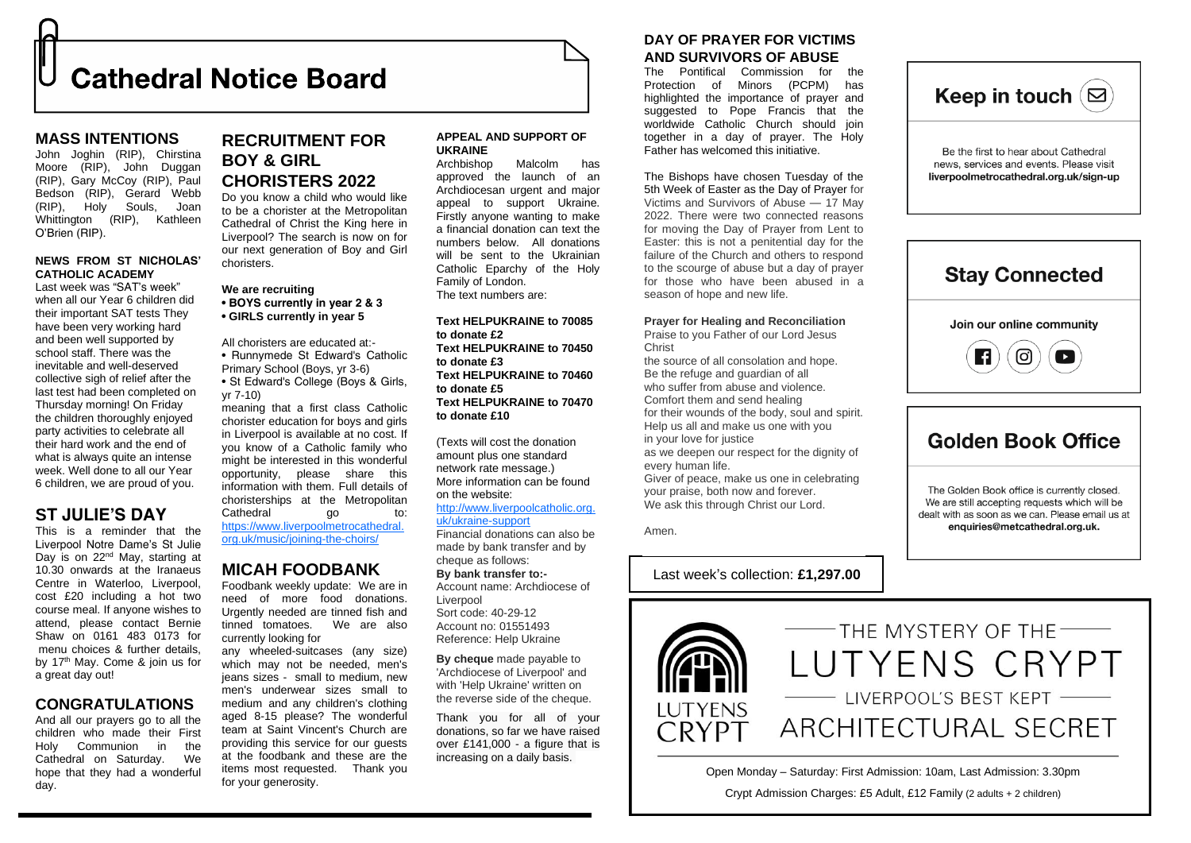# Cathedral Notice Board

## MASS INTENTIONS

John Joghin (RIP), Chirstina Moore (RIP), John Duggan (RIP), Gary McCoy (RIP), Paul Bedson (RIP), Gerard Webb (RIP), Holy Souls, Joan Whittington (RIP), Kathleen O'Brien (RIP).

#### NEWS FROM ST NICHOLAS' CATHOLIC ACADEMY

Last week was "SAT's week" when all our Year 6 children did their important SAT tests They have been very working hard and been well supported by school staff. There was the inevitable and well-deserved collective sigh of relief after the last test had been completed on Thursday morning! On Friday the children thoroughly enjoyed party activities to celebrate all their hard work and the end of what is always quite an intense week. Well done to all our Year 6 children, we are proud of you.

## ST JULIE'S DAY

This is a reminder that the Liverpool Notre Dame's St Julie Day is on 22nd May, starting at 10.30 onwards at the Iranaeus Centre in Waterloo, Liverpool, cost £20 including a hot two course meal. If anyone wishes to attend, please contact Bernie Shaw on 0161 483 0173 for menu choices & further details, by 17th May. Come & join us for a great day out!

## CONGRATULATIONS

And all our prayers go to all the children who made their First Holy Communion in the Cathedral on Saturday. We hope that they had a wonderful day.

## RECRUITMENT FOR BOY & GIRL CHORISTERS 2022

Do you know a child who would like to be a chorister at the Metropolitan Cathedral of Christ the King here in Liverpool? The search is now on for our next generation of Boy and Girl choristers.

**We are recruiting**
- **BOYS currently in year 2 & 3**
- **GIRLS currently in year 5**

All choristers are educated at:-
- Runnymede St Edward's Catholic Primary School (Boys, yr 3-6)
- St Edward's College (Boys & Girls, yr 7-10)

meaning that a first class Catholic chorister education for boys and girls in Liverpool is available at no cost. If you know of a Catholic family who might be interested in this wonderful opportunity, please share this information with them. Full details of choristerships at the Metropolitan Cathedral go to: https://www.liverpoolmetrocathedral.org.uk/music/joining-the-choirs/

## MICAH FOODBANK

Foodbank weekly update: We are in need of more food donations. Urgently needed are tinned fish and tinned tomatoes. We are also currently looking for any wheeled-suitcases (any size) which may not be needed, men's jeans sizes - small to medium, new men's underwear sizes small to medium and any children's clothing aged 8-15 please? The wonderful team at Saint Vincent's Church are providing this service for our guests at the foodbank and these are the items most requested. Thank you for your generosity.

#### APPEAL AND SUPPORT OF UKRAINE

Archbishop Malcolm has approved the launch of an Archdiocesan urgent and major appeal to support Ukraine. Firstly anyone wanting to make a financial donation can text the numbers below. All donations will be sent to the Ukrainian Catholic Eparchy of the Holy Family of London.
The text numbers are:

**Text HELPUKRAINE to 70085 to donate £2**
**Text HELPUKRAINE to 70450 to donate £3**
**Text HELPUKRAINE to 70460 to donate £5**
**Text HELPUKRAINE to 70470 to donate £10**

(Texts will cost the donation amount plus one standard network rate message.)
More information can be found on the website:
http://www.liverpoolcatholic.org.uk/ukraine-support
Financial donations can also be made by bank transfer and by cheque as follows:

**By bank transfer to:-**
Account name: Archdiocese of Liverpool
Sort code: 40-29-12
Account no: 01551493
Reference: Help Ukraine

**By cheque** made payable to 'Archdiocese of Liverpool' and with 'Help Ukraine' written on the reverse side of the cheque.

Thank you for all of your donations, so far we have raised over £141,000 - a figure that is increasing on a daily basis.

## DAY OF PRAYER FOR VICTIMS AND SURVIVORS OF ABUSE

The Pontifical Commission for the Protection of Minors (PCPM) has highlighted the importance of prayer and suggested to Pope Francis that the worldwide Catholic Church should join together in a day of prayer. The Holy Father has welcomed this initiative.

The Bishops have chosen Tuesday of the 5th Week of Easter as the Day of Prayer for Victims and Survivors of Abuse — 17 May 2022. There were two connected reasons for moving the Day of Prayer from Lent to Easter: this is not a penitential day for the failure of the Church and others to respond to the scourge of abuse but a day of prayer for those who have been abused in a season of hope and new life.

**Prayer for Healing and Reconciliation**

Praise to you Father of our Lord Jesus Christ
the source of all consolation and hope.
Be the refuge and guardian of all
who suffer from abuse and violence.
Comfort them and send healing
for their wounds of the body, soul and spirit.
Help us all and make us one with you
in your love for justice
as we deepen our respect for the dignity of every human life.
Giver of peace, make us one in celebrating
your praise, both now and forever.
We ask this through Christ our Lord.

Amen.

Last week's collection: **£1,297.00**

## Keep in touch

Be the first to hear about Cathedral news, services and events. Please visit **liverpoolmetrocathedral.org.uk/sign-up**

## Stay Connected

**Join our online community**

## Golden Book Office

The Golden Book office is currently closed. We are still accepting requests which will be dealt with as soon as we can. Please email us at **enquiries@metcathedral.org.uk.**

## THE MYSTERY OF THE LUTYENS CRYPT
### LIVERPOOL'S BEST KEPT ARCHITECTURAL SECRET

LUTYENS CRYPT

Open Monday – Saturday: First Admission: 10am, Last Admission: 3.30pm

Crypt Admission Charges: £5 Adult, £12 Family (2 adults + 2 children)